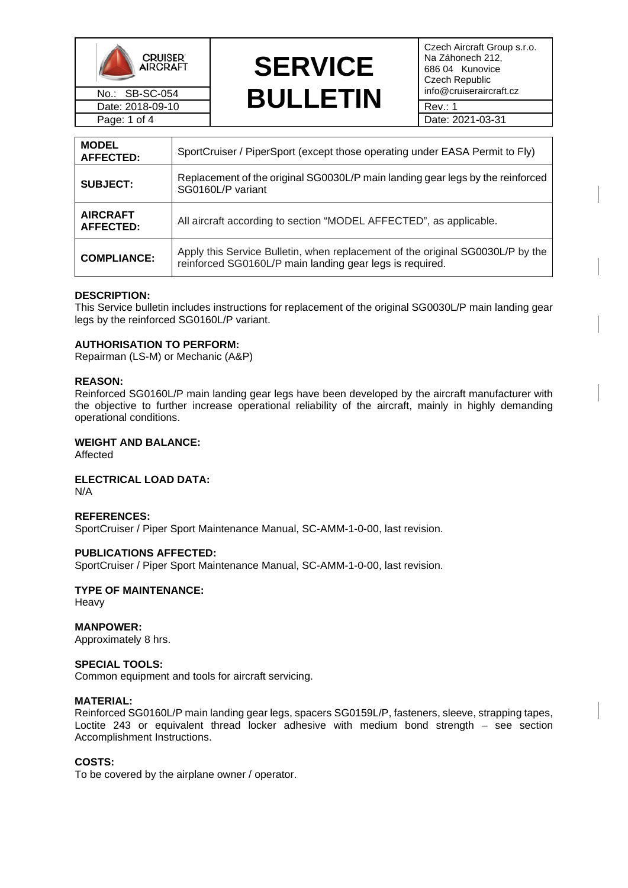# SERVICE BULLETIN

No.: SB-SC-054
Date: 2018-09-10

Czech Aircraft Group s.r.o.
Na Záhonech 212,
686 04 Kunovice
Czech Republic
info@cruiseraircraft.cz

Rev.: 1
Date: 2021-03-31

| | |
|---|---|
| **MODEL AFFECTED:** | SportCruiser / PiperSport (except those operating under EASA Permit to Fly) |
| **SUBJECT:** | Replacement of the original SG0030L/P main landing gear legs by the reinforced SG0160L/P variant |
| **AIRCRAFT AFFECTED:** | All aircraft according to section "MODEL AFFECTED", as applicable. |
| **COMPLIANCE:** | Apply this Service Bulletin, when replacement of the original SG0030L/P by the reinforced SG0160L/P main landing gear legs is required. |

**DESCRIPTION:**
This Service bulletin includes instructions for replacement of the original SG0030L/P main landing gear legs by the reinforced SG0160L/P variant.

**AUTHORISATION TO PERFORM:**
Repairman (LS-M) or Mechanic (A&P)

**REASON:**
Reinforced SG0160L/P main landing gear legs have been developed by the aircraft manufacturer with the objective to further increase operational reliability of the aircraft, mainly in highly demanding operational conditions.

**WEIGHT AND BALANCE:**
Affected

**ELECTRICAL LOAD DATA:**
N/A

**REFERENCES:**
SportCruiser / Piper Sport Maintenance Manual, SC-AMM-1-0-00, last revision.

**PUBLICATIONS AFFECTED:**
SportCruiser / Piper Sport Maintenance Manual, SC-AMM-1-0-00, last revision.

**TYPE OF MAINTENANCE:**
Heavy

**MANPOWER:**
Approximately 8 hrs.

**SPECIAL TOOLS:**
Common equipment and tools for aircraft servicing.

**MATERIAL:**
Reinforced SG0160L/P main landing gear legs, spacers SG0159L/P, fasteners, sleeve, strapping tapes, Loctite 243 or equivalent thread locker adhesive with medium bond strength – see section Accomplishment Instructions.

**COSTS:**
To be covered by the airplane owner / operator.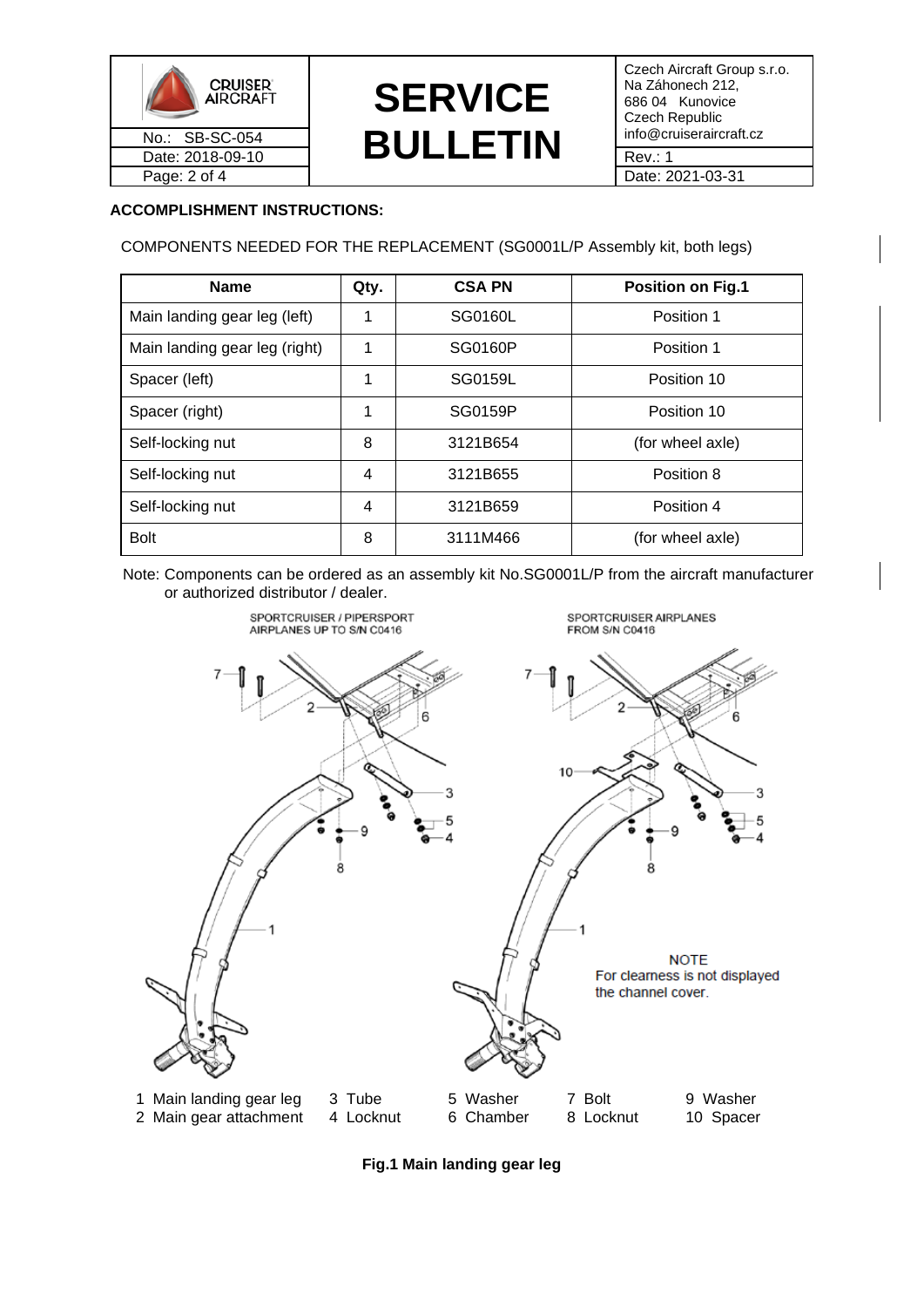**ACCOMPLISHMENT INSTRUCTIONS:**

COMPONENTS NEEDED FOR THE REPLACEMENT (SG0001L/P Assembly kit, both legs)

| Name | Qty. | CSA PN | Position on Fig.1 |
|---|---|---|---|
| Main landing gear leg (left) | 1 | SG0160L | Position 1 |
| Main landing gear leg (right) | 1 | SG0160P | Position 1 |
| Spacer (left) | 1 | SG0159L | Position 10 |
| Spacer (right) | 1 | SG0159P | Position 10 |
| Self-locking nut | 8 | 3121B654 | (for wheel axle) |
| Self-locking nut | 4 | 3121B655 | Position 8 |
| Self-locking nut | 4 | 3121B659 | Position 4 |
| Bolt | 8 | 3111M466 | (for wheel axle) |

Note: Components can be ordered as an assembly kit No.SG0001L/P from the aircraft manufacturer or authorized distributor / dealer.

SPORTCRUISER / PIPERSPORT AIRPLANES UP TO S/N C0416

SPORTCRUISER AIRPLANES FROM S/N C0416

NOTE
For clearness is not displayed the channel cover.

1 Main landing gear leg
2 Main gear attachment
3 Tube
4 Locknut
5 Washer
6 Chamber
7 Bolt
8 Locknut
9 Washer
10 Spacer

**Fig.1 Main landing gear leg**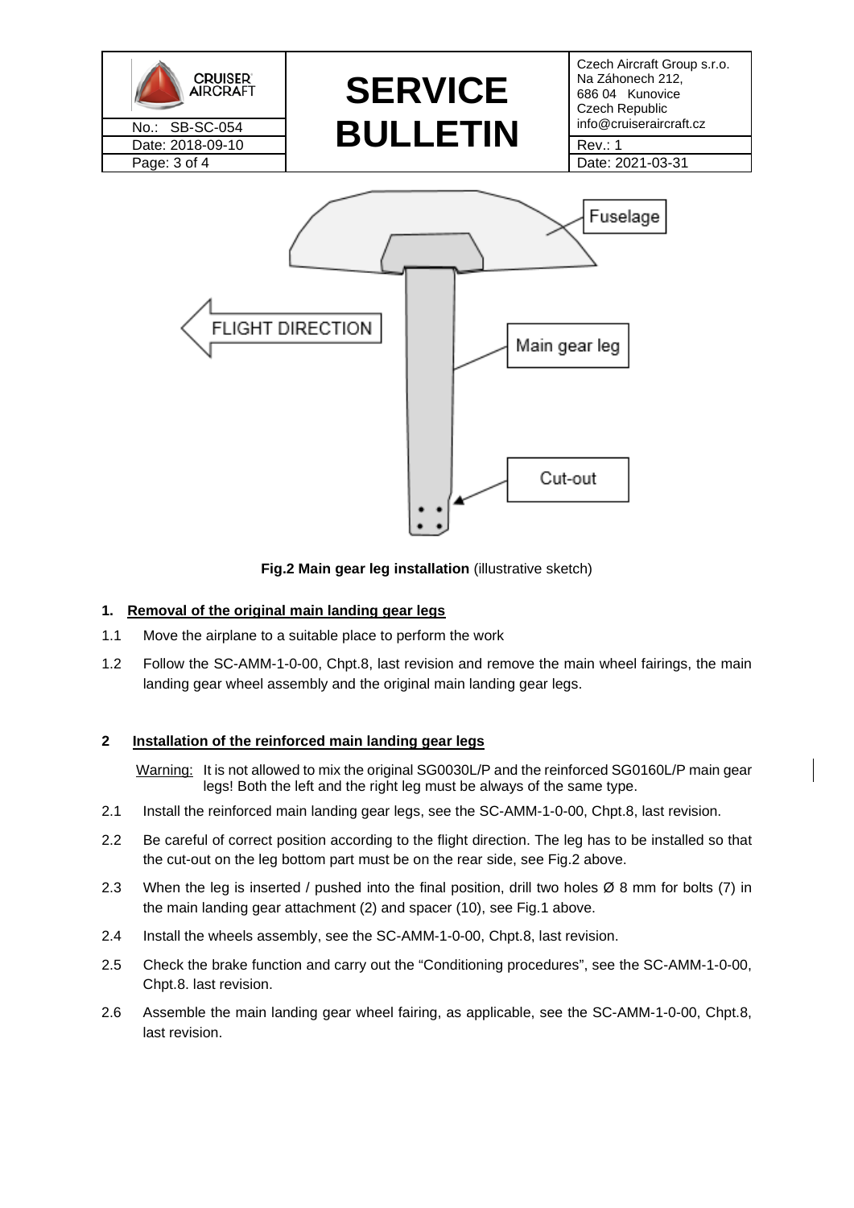**Fig.2 Main gear leg installation** (illustrative sketch)

## 1. Removal of the original main landing gear legs

1.1 Move the airplane to a suitable place to perform the work

1.2 Follow the SC-AMM-1-0-00, Chpt.8, last revision and remove the main wheel fairings, the main landing gear wheel assembly and the original main landing gear legs.

## 2 Installation of the reinforced main landing gear legs

Warning: It is not allowed to mix the original SG0030L/P and the reinforced SG0160L/P main gear legs! Both the left and the right leg must be always of the same type.

2.1 Install the reinforced main landing gear legs, see the SC-AMM-1-0-00, Chpt.8, last revision.

2.2 Be careful of correct position according to the flight direction. The leg has to be installed so that the cut-out on the leg bottom part must be on the rear side, see Fig.2 above.

2.3 When the leg is inserted / pushed into the final position, drill two holes Ø 8 mm for bolts (7) in the main landing gear attachment (2) and spacer (10), see Fig.1 above.

2.4 Install the wheels assembly, see the SC-AMM-1-0-00, Chpt.8, last revision.

2.5 Check the brake function and carry out the "Conditioning procedures", see the SC-AMM-1-0-00, Chpt.8. last revision.

2.6 Assemble the main landing gear wheel fairing, as applicable, see the SC-AMM-1-0-00, Chpt.8, last revision.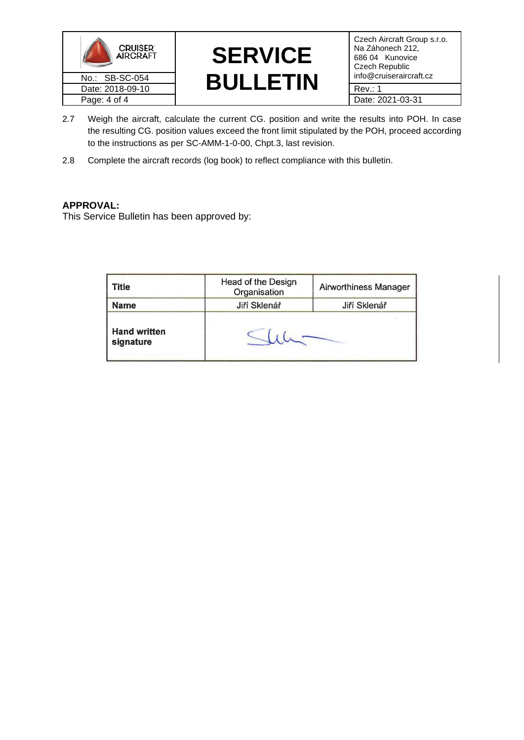2.7 Weigh the aircraft, calculate the current CG. position and write the results into POH. In case the resulting CG. position values exceed the front limit stipulated by the POH, proceed according to the instructions as per SC-AMM-1-0-00, Chpt.3, last revision.

2.8 Complete the aircraft records (log book) to reflect compliance with this bulletin.

**APPROVAL:**
This Service Bulletin has been approved by:

| **Title** | Head of the Design Organisation | Airworthiness Manager |
|---|---|---|
| **Name** | Jiří Sklenář | Jiří Sklenář |
| **Hand written signature** | | |